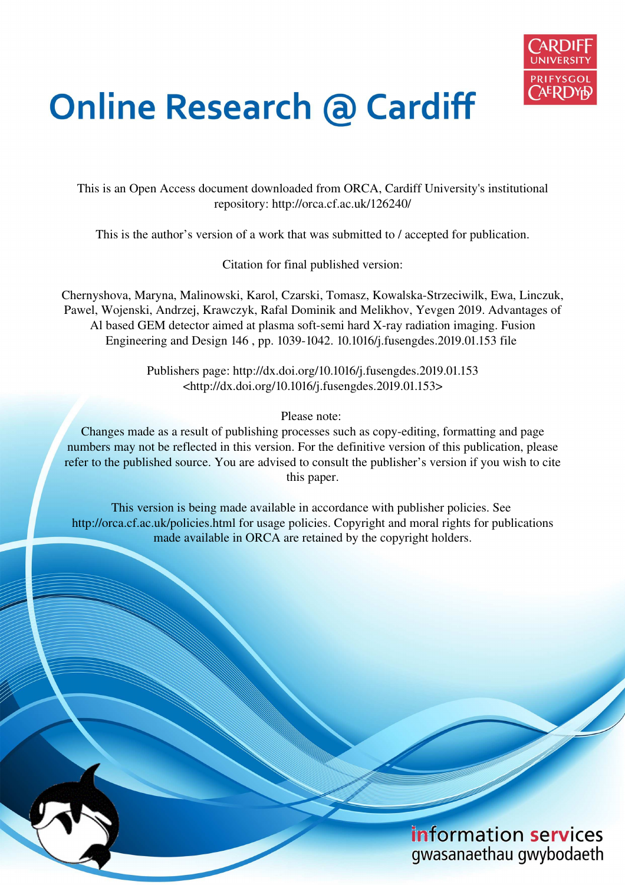# Online Research @ Cardiff

This is an Open Access document downloaded from ORCA, Cardiff University's institutional repository: http://orca.cf.ac.uk/126240/

This is the author's version of a work that was submitted to / accepted for publication.

Citation for final published version:

Chernyshova, Maryna, Malinowski, Karol, Czarski, Tomasz, Kowalska-Strzeciwilk, Ewa, Linczuk, Pawel, Wojenski, Andrzej, Krawczyk, Rafal Dominik and Melikhov, Yevgen 2019. Advantages of Al based GEM detector aimed at plasma soft-semi hard X-ray radiation imaging. Fusion Engineering and Design 146 , pp. 1039-1042. 10.1016/j.fusengdes.2019.01.153 file

Publishers page: http://dx.doi.org/10.1016/j.fusengdes.2019.01.153 <http://dx.doi.org/10.1016/j.fusengdes.2019.01.153>

Please note:
Changes made as a result of publishing processes such as copy-editing, formatting and page numbers may not be reflected in this version. For the definitive version of this publication, please refer to the published source. You are advised to consult the publisher's version if you wish to cite this paper.

This version is being made available in accordance with publisher policies. See http://orca.cf.ac.uk/policies.html for usage policies. Copyright and moral rights for publications made available in ORCA are retained by the copyright holders.

information services
gwasanaethau gwybodaeth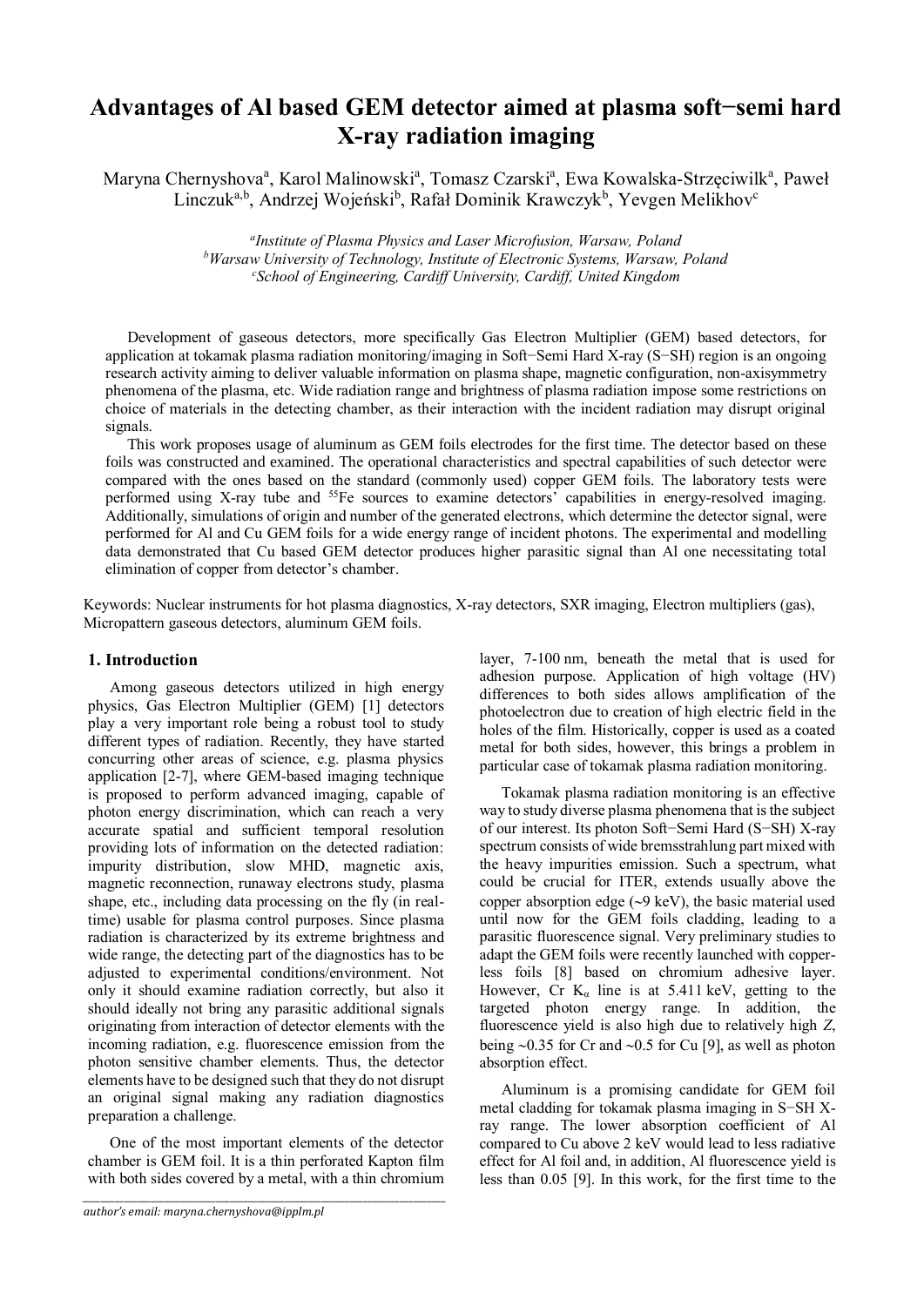# Advantages of Al based GEM detector aimed at plasma soft−semi hard X-ray radiation imaging

Maryna Chernyshova[a], Karol Malinowski[a], Tomasz Czarski[a], Ewa Kowalska-Strzęciwilk[a], Paweł Linczuk[a,b], Andrzej Wojeński[b], Rafał Dominik Krawczyk[b], Yevgen Melikhov[c]

[a]*Institute of Plasma Physics and Laser Microfusion, Warsaw, Poland*
[b]*Warsaw University of Technology, Institute of Electronic Systems, Warsaw, Poland*
[c]*School of Engineering, Cardiff University, Cardiff, United Kingdom*

Development of gaseous detectors, more specifically Gas Electron Multiplier (GEM) based detectors, for application at tokamak plasma radiation monitoring/imaging in Soft−Semi Hard X-ray (S−SH) region is an ongoing research activity aiming to deliver valuable information on plasma shape, magnetic configuration, non-axisymmetry phenomena of the plasma, etc. Wide radiation range and brightness of plasma radiation impose some restrictions on choice of materials in the detecting chamber, as their interaction with the incident radiation may disrupt original signals.

This work proposes usage of aluminum as GEM foils electrodes for the first time. The detector based on these foils was constructed and examined. The operational characteristics and spectral capabilities of such detector were compared with the ones based on the standard (commonly used) copper GEM foils. The laboratory tests were performed using X-ray tube and $^{55}$Fe sources to examine detectors' capabilities in energy-resolved imaging. Additionally, simulations of origin and number of the generated electrons, which determine the detector signal, were performed for Al and Cu GEM foils for a wide energy range of incident photons. The experimental and modelling data demonstrated that Cu based GEM detector produces higher parasitic signal than Al one necessitating total elimination of copper from detector's chamber.

Keywords: Nuclear instruments for hot plasma diagnostics, X-ray detectors, SXR imaging, Electron multipliers (gas), Micropattern gaseous detectors, aluminum GEM foils.

## 1. Introduction

Among gaseous detectors utilized in high energy physics, Gas Electron Multiplier (GEM) [1] detectors play a very important role being a robust tool to study different types of radiation. Recently, they have started concurring other areas of science, e.g. plasma physics application [2-7], where GEM-based imaging technique is proposed to perform advanced imaging, capable of photon energy discrimination, which can reach a very accurate spatial and sufficient temporal resolution providing lots of information on the detected radiation: impurity distribution, slow MHD, magnetic axis, magnetic reconnection, runaway electrons study, plasma shape, etc., including data processing on the fly (in real-time) usable for plasma control purposes. Since plasma radiation is characterized by its extreme brightness and wide range, the detecting part of the diagnostics has to be adjusted to experimental conditions/environment. Not only it should examine radiation correctly, but also it should ideally not bring any parasitic additional signals originating from interaction of detector elements with the incoming radiation, e.g. fluorescence emission from the photon sensitive chamber elements. Thus, the detector elements have to be designed such that they do not disrupt an original signal making any radiation diagnostics preparation a challenge.

One of the most important elements of the detector chamber is GEM foil. It is a thin perforated Kapton film with both sides covered by a metal, with a thin chromium layer, 7-100 nm, beneath the metal that is used for adhesion purpose. Application of high voltage (HV) differences to both sides allows amplification of the photoelectron due to creation of high electric field in the holes of the film. Historically, copper is used as a coated metal for both sides, however, this brings a problem in particular case of tokamak plasma radiation monitoring.

Tokamak plasma radiation monitoring is an effective way to study diverse plasma phenomena that is the subject of our interest. Its photon Soft−Semi Hard (S−SH) X-ray spectrum consists of wide bremsstrahlung part mixed with the heavy impurities emission. Such a spectrum, what could be crucial for ITER, extends usually above the copper absorption edge (~9 keV), the basic material used until now for the GEM foils cladding, leading to a parasitic fluorescence signal. Very preliminary studies to adapt the GEM foils were recently launched with copper-less foils [8] based on chromium adhesive layer. However, Cr $K_\alpha$ line is at 5.411 keV, getting to the targeted photon energy range. In addition, the fluorescence yield is also high due to relatively high $Z$, being ~0.35 for Cr and ~0.5 for Cu [9], as well as photon absorption effect.

Aluminum is a promising candidate for GEM foil metal cladding for tokamak plasma imaging in S−SH X-ray range. The lower absorption coefficient of Al compared to Cu above 2 keV would lead to less radiative effect for Al foil and, in addition, Al fluorescence yield is less than 0.05 [9]. In this work, for the first time to the

*author's email: maryna.chernyshova@ipplm.pl*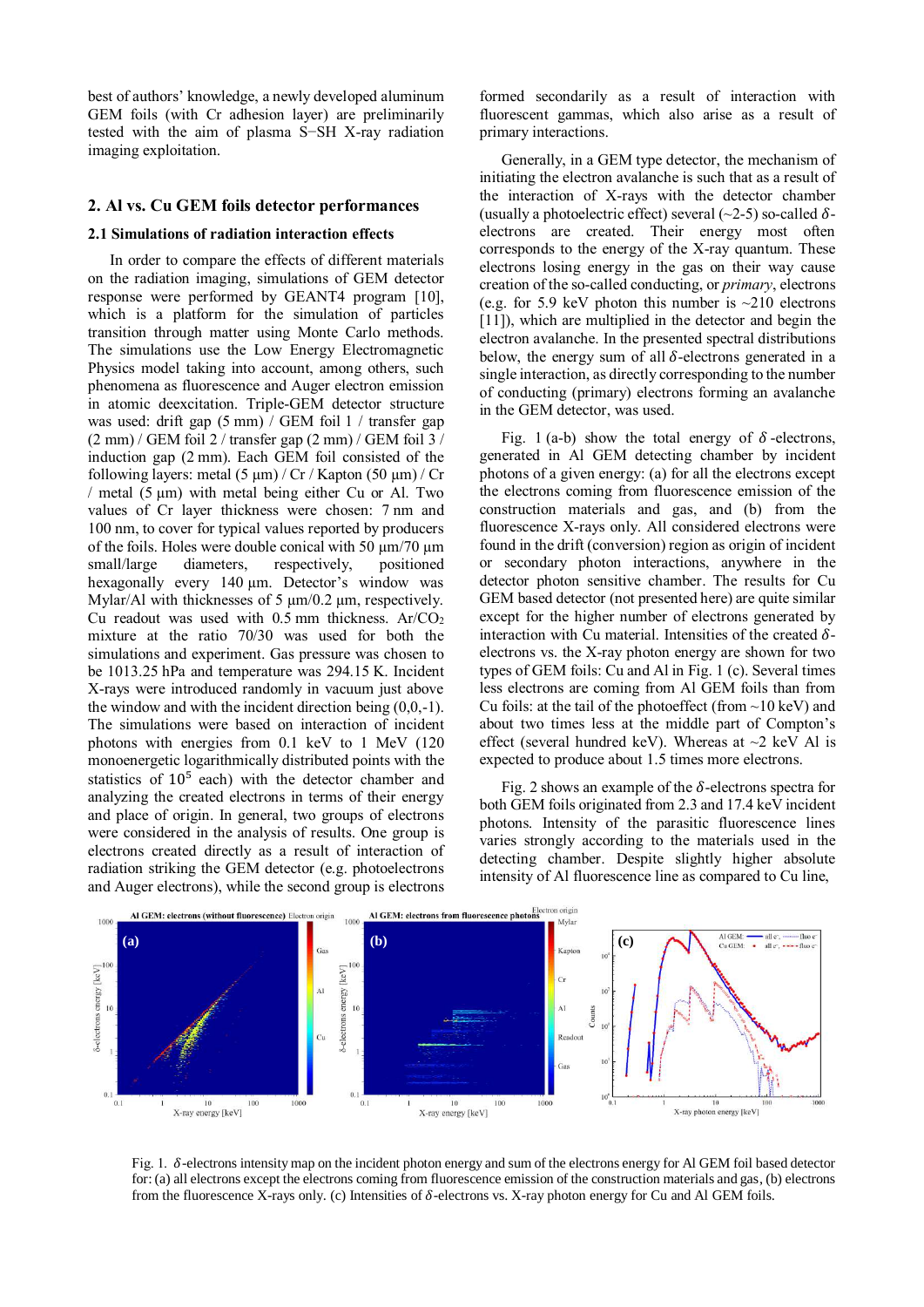best of authors' knowledge, a newly developed aluminum GEM foils (with Cr adhesion layer) are preliminarily tested with the aim of plasma S−SH X-ray radiation imaging exploitation.

## 2. Al vs. Cu GEM foils detector performances

### 2.1 Simulations of radiation interaction effects

In order to compare the effects of different materials on the radiation imaging, simulations of GEM detector response were performed by GEANT4 program [10], which is a platform for the simulation of particles transition through matter using Monte Carlo methods. The simulations use the Low Energy Electromagnetic Physics model taking into account, among others, such phenomena as fluorescence and Auger electron emission in atomic deexcitation. Triple-GEM detector structure was used: drift gap (5 mm) / GEM foil 1 / transfer gap (2 mm) / GEM foil 2 / transfer gap (2 mm) / GEM foil 3 / induction gap (2 mm). Each GEM foil consisted of the following layers: metal (5 µm) / Cr / Kapton (50 µm) / Cr / metal (5 µm) with metal being either Cu or Al. Two values of Cr layer thickness were chosen: 7 nm and 100 nm, to cover for typical values reported by producers of the foils. Holes were double conical with 50 µm/70 µm small/large diameters, respectively, positioned hexagonally every 140 µm. Detector's window was Mylar/Al with thicknesses of 5 µm/0.2 µm, respectively. Cu readout was used with 0.5 mm thickness. Ar/$CO_2$ mixture at the ratio 70/30 was used for both the simulations and experiment. Gas pressure was chosen to be 1013.25 hPa and temperature was 294.15 K. Incident X-rays were introduced randomly in vacuum just above the window and with the incident direction being (0,0,-1). The simulations were based on interaction of incident photons with energies from 0.1 keV to 1 MeV (120 monoenergetic logarithmically distributed points with the statistics of $10^5$ each) with the detector chamber and analyzing the created electrons in terms of their energy and place of origin. In general, two groups of electrons were considered in the analysis of results. One group is electrons created directly as a result of interaction of radiation striking the GEM detector (e.g. photoelectrons and Auger electrons), while the second group is electrons formed secondarily as a result of interaction with fluorescent gammas, which also arise as a result of primary interactions.

Generally, in a GEM type detector, the mechanism of initiating the electron avalanche is such that as a result of the interaction of X-rays with the detector chamber (usually a photoelectric effect) several (~2-5) so-called $\delta$-electrons are created. Their energy most often corresponds to the energy of the X-ray quantum. These electrons losing energy in the gas on their way cause creation of the so-called conducting, or *primary*, electrons (e.g. for 5.9 keV photon this number is ~210 electrons [11]), which are multiplied in the detector and begin the electron avalanche. In the presented spectral distributions below, the energy sum of all $\delta$-electrons generated in a single interaction, as directly corresponding to the number of conducting (primary) electrons forming an avalanche in the GEM detector, was used.

Fig. 1 (a-b) show the total energy of $\delta$-electrons, generated in Al GEM detecting chamber by incident photons of a given energy: (a) for all the electrons except the electrons coming from fluorescence emission of the construction materials and gas, and (b) from the fluorescence X-rays only. All considered electrons were found in the drift (conversion) region as origin of incident or secondary photon interactions, anywhere in the detector photon sensitive chamber. The results for Cu GEM based detector (not presented here) are quite similar except for the higher number of electrons generated by interaction with Cu material. Intensities of the created $\delta$-electrons vs. the X-ray photon energy are shown for two types of GEM foils: Cu and Al in Fig. 1 (c). Several times less electrons are coming from Al GEM foils than from Cu foils: at the tail of the photoeffect (from ~10 keV) and about two times less at the middle part of Compton's effect (several hundred keV). Whereas at ~2 keV Al is expected to produce about 1.5 times more electrons.

Fig. 2 shows an example of the $\delta$-electrons spectra for both GEM foils originated from 2.3 and 17.4 keV incident photons. Intensity of the parasitic fluorescence lines varies strongly according to the materials used in the detecting chamber. Despite slightly higher absolute intensity of Al fluorescence line as compared to Cu line,

Fig. 1. $\delta$-electrons intensity map on the incident photon energy and sum of the electrons energy for Al GEM foil based detector for: (a) all electrons except the electrons coming from fluorescence emission of the construction materials and gas, (b) electrons from the fluorescence X-rays only. (c) Intensities of $\delta$-electrons vs. X-ray photon energy for Cu and Al GEM foils.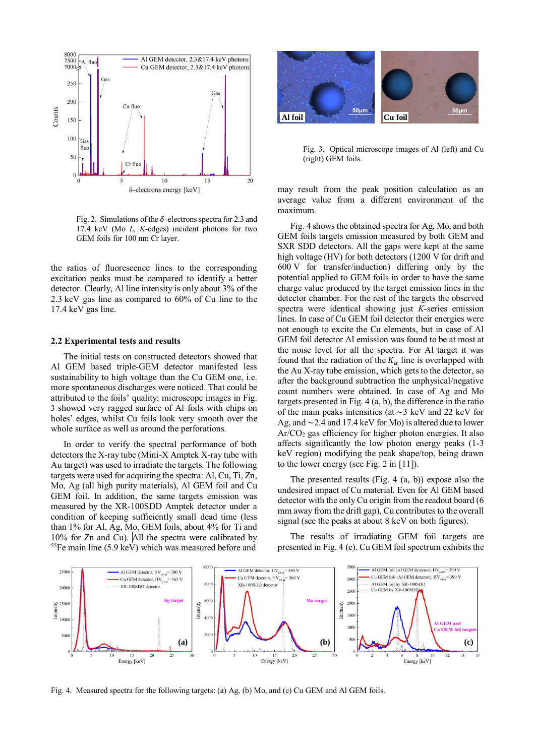Fig. 2. Simulations of the $\delta$-electrons spectra for 2.3 and 17.4 keV (Mo $L$, $K$-edges) incident photons for two GEM foils for 100 nm Cr layer.

the ratios of fluorescence lines to the corresponding excitation peaks must be compared to identify a better detector. Clearly, Al line intensity is only about 3% of the 2.3 keV gas line as compared to 60% of Cu line to the 17.4 keV gas line.

### 2.2 Experimental tests and results

The initial tests on constructed detectors showed that Al GEM based triple-GEM detector manifested less sustainability to high voltage than the Cu GEM one, i.e. more spontaneous discharges were noticed. That could be attributed to the foils' quality: microscope images in Fig. 3 showed very ragged surface of Al foils with chips on holes' edges, whilst Cu foils look very smooth over the whole surface as well as around the perforations.

In order to verify the spectral performance of both detectors the X-ray tube (Mini-X Amptek X-ray tube with Au target) was used to irradiate the targets. The following targets were used for acquiring the spectra: Al, Cu, Ti, Zn, Mo, Ag (all high purity materials), Al GEM foil and Cu GEM foil. In addition, the same targets emission was measured by the XR-100SDD Amptek detector under a condition of keeping sufficiently small dead time (less than 1% for Al, Ag, Mo, GEM foils, about 4% for Ti and 10% for Zn and Cu). All the spectra were calibrated by $^{55}$Fe main line (5.9 keV) which was measured before and

Fig. 3. Optical microscope images of Al (left) and Cu (right) GEM foils.

may result from the peak position calculation as an average value from a different environment of the maximum.

Fig. 4 shows the obtained spectra for Ag, Mo, and both GEM foils targets emission measured by both GEM and SXR SDD detectors. All the gaps were kept at the same high voltage (HV) for both detectors (1200 V for drift and 600 V for transfer/induction) differing only by the potential applied to GEM foils in order to have the same charge value produced by the target emission lines in the detector chamber. For the rest of the targets the observed spectra were identical showing just $K$-series emission lines. In case of Cu GEM foil detector their energies were not enough to excite the Cu elements, but in case of Al GEM foil detector Al emission was found to be at most at the noise level for all the spectra. For Al target it was found that the radiation of the $K_\alpha$ line is overlapped with the Au X-ray tube emission, which gets to the detector, so after the background subtraction the unphysical/negative count numbers were obtained. In case of Ag and Mo targets presented in Fig. 4 (a, b), the difference in the ratio of the main peaks intensities (at ~3 keV and 22 keV for Ag, and ~2.4 and 17.4 keV for Mo) is altered due to lower Ar/$CO_2$ gas efficiency for higher photon energies. It also affects significantly the low photon energy peaks (1-3 keV region) modifying the peak shape/top, being drawn to the lower energy (see Fig. 2 in [11]).

The presented results (Fig. 4 (a, b)) expose also the undesired impact of Cu material. Even for Al GEM based detector with the only Cu origin from the readout board (6 mm away from the drift gap), Cu contributes to the overall signal (see the peaks at about 8 keV on both figures).

The results of irradiating GEM foil targets are presented in Fig. 4 (c). Cu GEM foil spectrum exhibits the

Fig. 4. Measured spectra for the following targets: (a) Ag, (b) Mo, and (c) Cu GEM and Al GEM foils.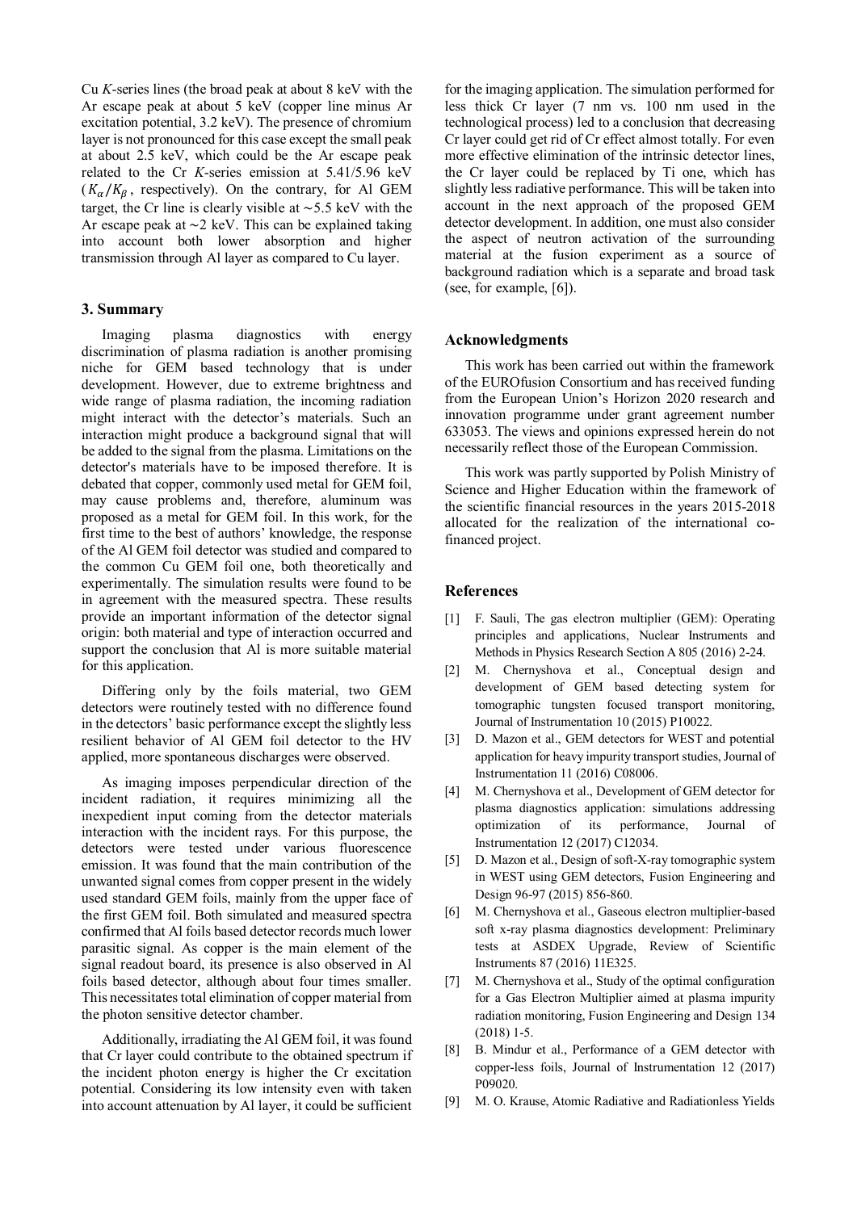Cu *K*-series lines (the broad peak at about 8 keV with the Ar escape peak at about 5 keV (copper line minus Ar excitation potential, 3.2 keV). The presence of chromium layer is not pronounced for this case except the small peak at about 2.5 keV, which could be the Ar escape peak related to the Cr *K*-series emission at 5.41/5.96 keV ($K_\alpha/K_\beta$, respectively). On the contrary, for Al GEM target, the Cr line is clearly visible at ∼5.5 keV with the Ar escape peak at ∼2 keV. This can be explained taking into account both lower absorption and higher transmission through Al layer as compared to Cu layer.

## 3. Summary

Imaging plasma diagnostics with energy discrimination of plasma radiation is another promising niche for GEM based technology that is under development. However, due to extreme brightness and wide range of plasma radiation, the incoming radiation might interact with the detector's materials. Such an interaction might produce a background signal that will be added to the signal from the plasma. Limitations on the detector's materials have to be imposed therefore. It is debated that copper, commonly used metal for GEM foil, may cause problems and, therefore, aluminum was proposed as a metal for GEM foil. In this work, for the first time to the best of authors' knowledge, the response of the Al GEM foil detector was studied and compared to the common Cu GEM foil one, both theoretically and experimentally. The simulation results were found to be in agreement with the measured spectra. These results provide an important information of the detector signal origin: both material and type of interaction occurred and support the conclusion that Al is more suitable material for this application.

Differing only by the foils material, two GEM detectors were routinely tested with no difference found in the detectors' basic performance except the slightly less resilient behavior of Al GEM foil detector to the HV applied, more spontaneous discharges were observed.

As imaging imposes perpendicular direction of the incident radiation, it requires minimizing all the inexpedient input coming from the detector materials interaction with the incident rays. For this purpose, the detectors were tested under various fluorescence emission. It was found that the main contribution of the unwanted signal comes from copper present in the widely used standard GEM foils, mainly from the upper face of the first GEM foil. Both simulated and measured spectra confirmed that Al foils based detector records much lower parasitic signal. As copper is the main element of the signal readout board, its presence is also observed in Al foils based detector, although about four times smaller. This necessitates total elimination of copper material from the photon sensitive detector chamber.

Additionally, irradiating the Al GEM foil, it was found that Cr layer could contribute to the obtained spectrum if the incident photon energy is higher the Cr excitation potential. Considering its low intensity even with taken into account attenuation by Al layer, it could be sufficient for the imaging application. The simulation performed for less thick Cr layer (7 nm vs. 100 nm used in the technological process) led to a conclusion that decreasing Cr layer could get rid of Cr effect almost totally. For even more effective elimination of the intrinsic detector lines, the Cr layer could be replaced by Ti one, which has slightly less radiative performance. This will be taken into account in the next approach of the proposed GEM detector development. In addition, one must also consider the aspect of neutron activation of the surrounding material at the fusion experiment as a source of background radiation which is a separate and broad task (see, for example, [6]).

## Acknowledgments

This work has been carried out within the framework of the EUROfusion Consortium and has received funding from the European Union's Horizon 2020 research and innovation programme under grant agreement number 633053. The views and opinions expressed herein do not necessarily reflect those of the European Commission.

This work was partly supported by Polish Ministry of Science and Higher Education within the framework of the scientific financial resources in the years 2015-2018 allocated for the realization of the international co-financed project.

## References

[1] F. Sauli, The gas electron multiplier (GEM): Operating principles and applications, Nuclear Instruments and Methods in Physics Research Section A 805 (2016) 2-24.

[2] M. Chernyshova et al., Conceptual design and development of GEM based detecting system for tomographic tungsten focused transport monitoring, Journal of Instrumentation 10 (2015) P10022.

[3] D. Mazon et al., GEM detectors for WEST and potential application for heavy impurity transport studies, Journal of Instrumentation 11 (2016) C08006.

[4] M. Chernyshova et al., Development of GEM detector for plasma diagnostics application: simulations addressing optimization of its performance, Journal of Instrumentation 12 (2017) C12034.

[5] D. Mazon et al., Design of soft-X-ray tomographic system in WEST using GEM detectors, Fusion Engineering and Design 96-97 (2015) 856-860.

[6] M. Chernyshova et al., Gaseous electron multiplier-based soft x-ray plasma diagnostics development: Preliminary tests at ASDEX Upgrade, Review of Scientific Instruments 87 (2016) 11E325.

[7] M. Chernyshova et al., Study of the optimal configuration for a Gas Electron Multiplier aimed at plasma impurity radiation monitoring, Fusion Engineering and Design 134 (2018) 1-5.

[8] B. Mindur et al., Performance of a GEM detector with copper-less foils, Journal of Instrumentation 12 (2017) P09020.

[9] M. O. Krause, Atomic Radiative and Radiationless Yields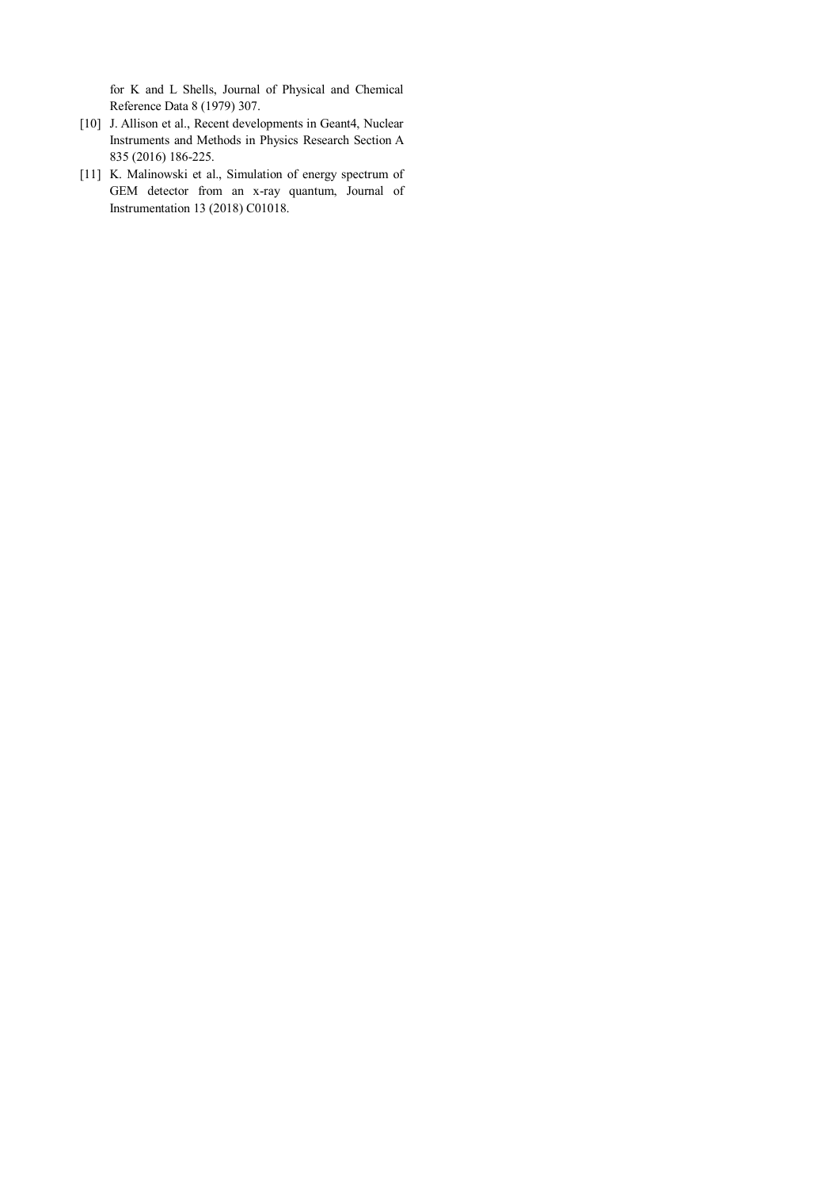for K and L Shells, Journal of Physical and Chemical Reference Data 8 (1979) 307.

[10] J. Allison et al., Recent developments in Geant4, Nuclear Instruments and Methods in Physics Research Section A 835 (2016) 186-225.

[11] K. Malinowski et al., Simulation of energy spectrum of GEM detector from an x-ray quantum, Journal of Instrumentation 13 (2018) C01018.